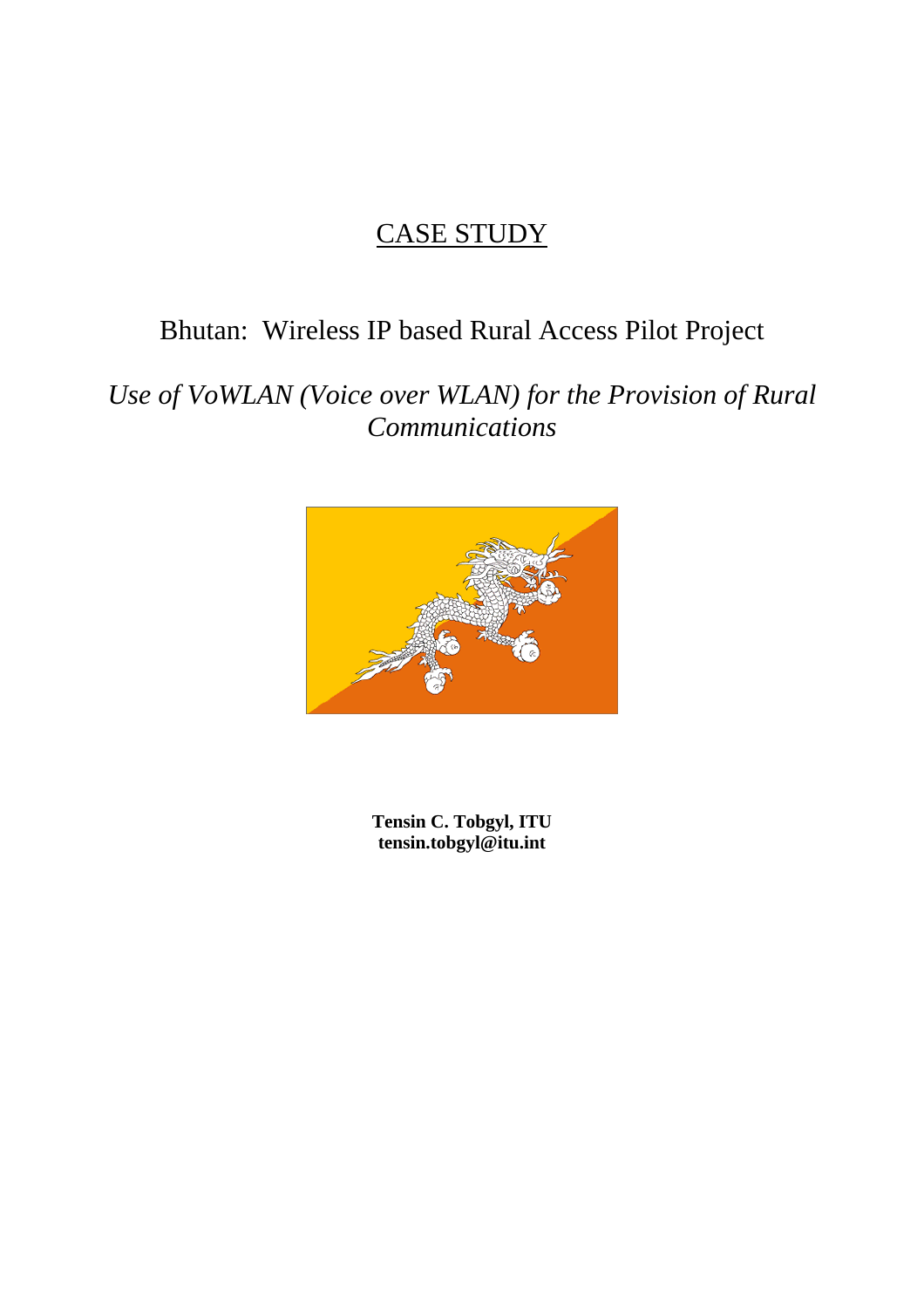# CASE STUDY

## Bhutan: Wireless IP based Rural Access Pilot Project

*Use of VoWLAN (Voice over WLAN) for the Provision of Rural Communications*

**Tensin C. Tobgyl, ITU**
**tensin.tobgyl@itu.int**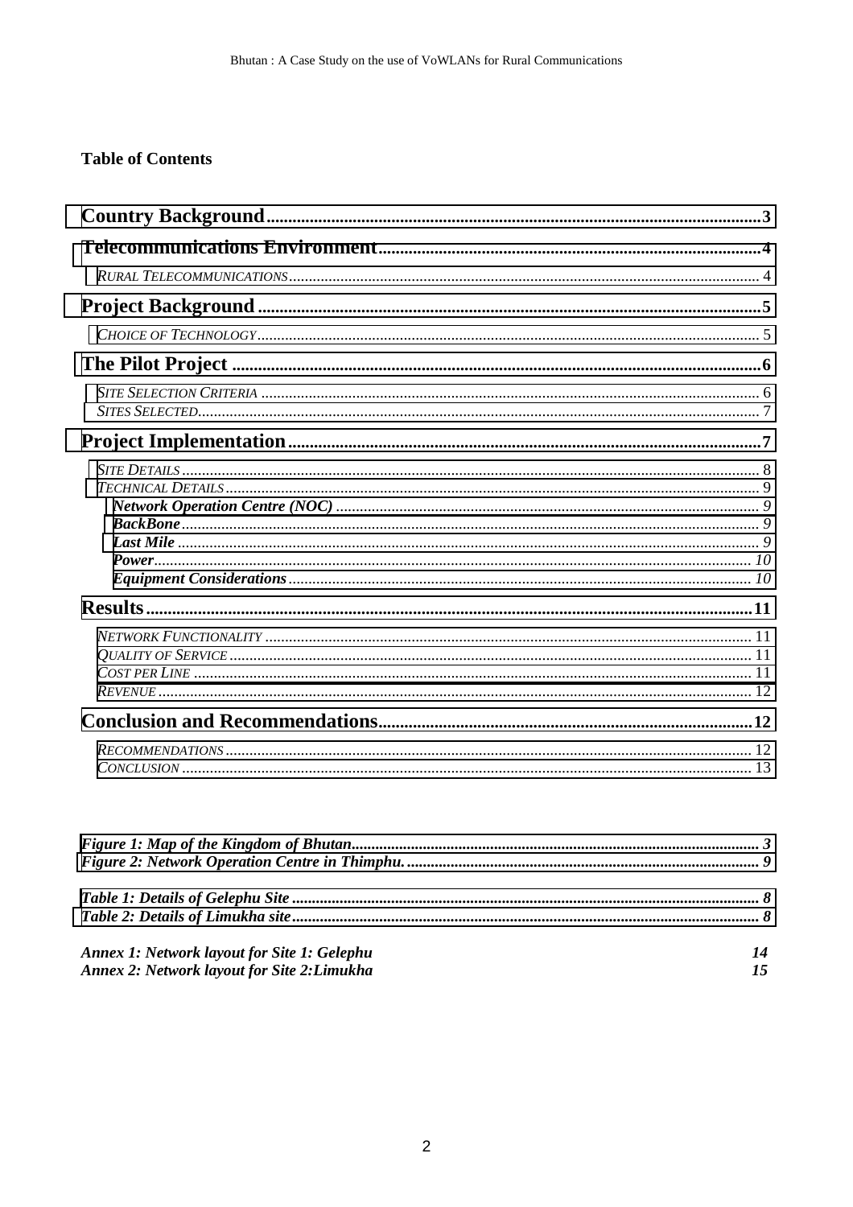**Table of Contents**

**Country Background** .......... **3**

**Telecommunications Environment** .......... **4**

*RURAL TELECOMMUNICATIONS* .......... 4

**Project Background** .......... **5**

*CHOICE OF TECHNOLOGY* .......... 5

**The Pilot Project** .......... **6**

*SITE SELECTION CRITERIA* .......... 6
*SITES SELECTED* .......... 7

**Project Implementation** .......... **7**

*SITE DETAILS* .......... 8
*TECHNICAL DETAILS* .......... 9
***Network Operation Centre (NOC)*** .......... *9*
***BackBone*** .......... *9*
***Last Mile*** .......... *9*
***Power*** .......... *10*
***Equipment Considerations*** .......... *10*

**Results** .......... **11**

*NETWORK FUNCTIONALITY* .......... 11
*QUALITY OF SERVICE* .......... 11
*COST PER LINE* .......... 11
*REVENUE* .......... 12

**Conclusion and Recommendations** .......... **12**

*RECOMMENDATIONS* .......... 12
*CONCLUSION* .......... 13

***Figure 1: Map of the Kingdom of Bhutan*** .......... ***3***
***Figure 2: Network Operation Centre in Thimphu.*** .......... ***9***

***Table 1: Details of Gelephu Site*** .......... ***8***
***Table 2: Details of Limukha site*** .......... ***8***

***Annex 1: Network layout for Site 1: Gelephu*** ***14***
***Annex 2: Network layout for Site 2:Limukha*** ***15***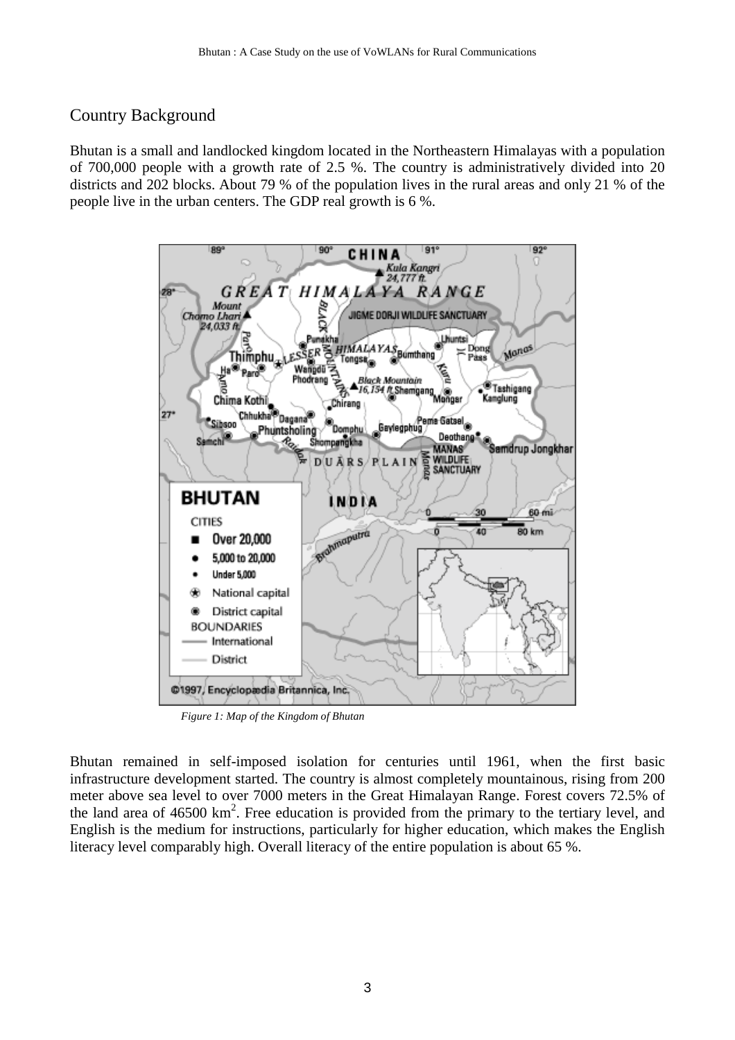## Country Background

Bhutan is a small and landlocked kingdom located in the Northeastern Himalayas with a population of 700,000 people with a growth rate of 2.5 %. The country is administratively divided into 20 districts and 202 blocks. About 79 % of the population lives in the rural areas and only 21 % of the people live in the urban centers. The GDP real growth is 6 %.

*Figure 1: Map of the Kingdom of Bhutan*

Bhutan remained in self-imposed isolation for centuries until 1961, when the first basic infrastructure development started. The country is almost completely mountainous, rising from 200 meter above sea level to over 7000 meters in the Great Himalayan Range. Forest covers 72.5% of the land area of 46500 $km^2$. Free education is provided from the primary to the tertiary level, and English is the medium for instructions, particularly for higher education, which makes the English literacy level comparably high. Overall literacy of the entire population is about 65 %.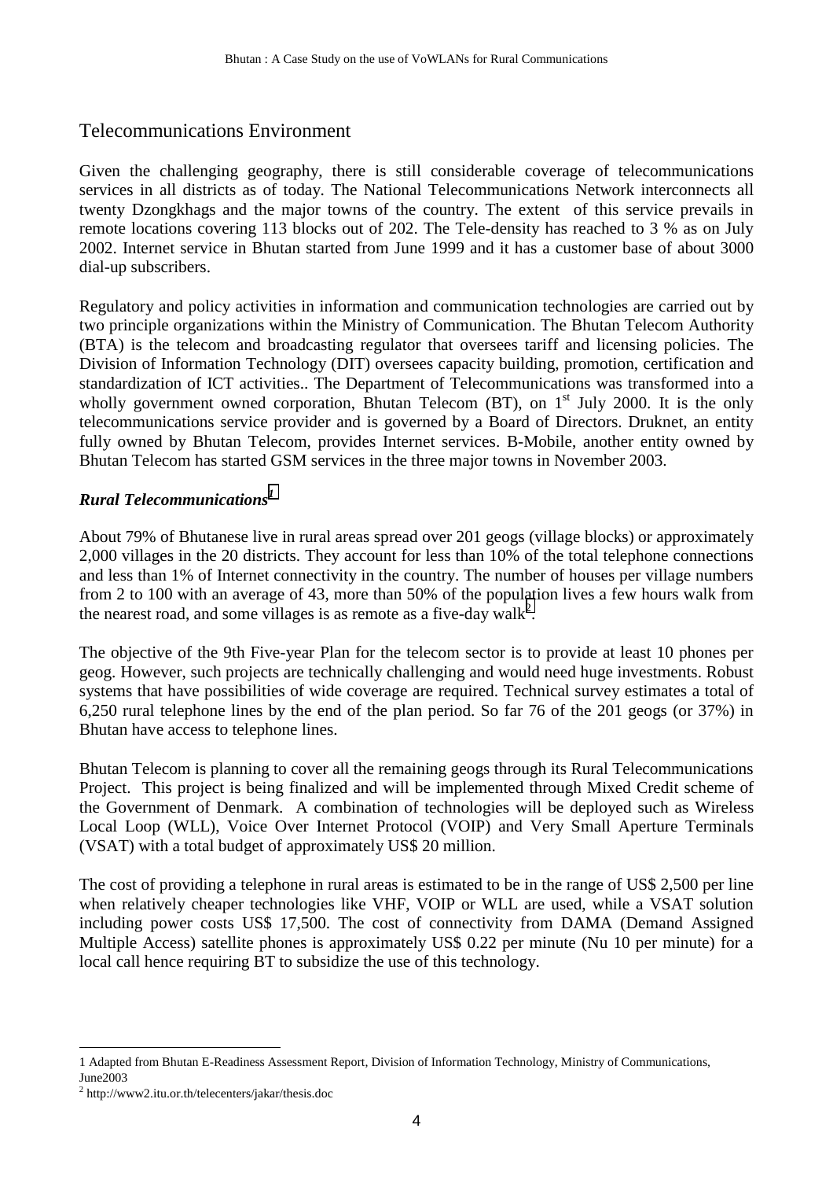## Telecommunications Environment

Given the challenging geography, there is still considerable coverage of telecommunications services in all districts as of today. The National Telecommunications Network interconnects all twenty Dzongkhags and the major towns of the country. The extent of this service prevails in remote locations covering 113 blocks out of 202. The Tele-density has reached to 3 % as on July 2002. Internet service in Bhutan started from June 1999 and it has a customer base of about 3000 dial-up subscribers.

Regulatory and policy activities in information and communication technologies are carried out by two principle organizations within the Ministry of Communication. The Bhutan Telecom Authority (BTA) is the telecom and broadcasting regulator that oversees tariff and licensing policies. The Division of Information Technology (DIT) oversees capacity building, promotion, certification and standardization of ICT activities.. The Department of Telecommunications was transformed into a wholly government owned corporation, Bhutan Telecom (BT), on 1st July 2000. It is the only telecommunications service provider and is governed by a Board of Directors. Druknet, an entity fully owned by Bhutan Telecom, provides Internet services. B-Mobile, another entity owned by Bhutan Telecom has started GSM services in the three major towns in November 2003.

### *Rural Telecommunications*[1]

About 79% of Bhutanese live in rural areas spread over 201 geogs (village blocks) or approximately 2,000 villages in the 20 districts. They account for less than 10% of the total telephone connections and less than 1% of Internet connectivity in the country. The number of houses per village numbers from 2 to 100 with an average of 43, more than 50% of the population lives a few hours walk from the nearest road, and some villages is as remote as a five-day walk[2].

The objective of the 9th Five-year Plan for the telecom sector is to provide at least 10 phones per geog. However, such projects are technically challenging and would need huge investments. Robust systems that have possibilities of wide coverage are required. Technical survey estimates a total of 6,250 rural telephone lines by the end of the plan period. So far 76 of the 201 geogs (or 37%) in Bhutan have access to telephone lines.

Bhutan Telecom is planning to cover all the remaining geogs through its Rural Telecommunications Project. This project is being finalized and will be implemented through Mixed Credit scheme of the Government of Denmark. A combination of technologies will be deployed such as Wireless Local Loop (WLL), Voice Over Internet Protocol (VOIP) and Very Small Aperture Terminals (VSAT) with a total budget of approximately US$ 20 million.

The cost of providing a telephone in rural areas is estimated to be in the range of US$ 2,500 per line when relatively cheaper technologies like VHF, VOIP or WLL are used, while a VSAT solution including power costs US$ 17,500. The cost of connectivity from DAMA (Demand Assigned Multiple Access) satellite phones is approximately US$ 0.22 per minute (Nu 10 per minute) for a local call hence requiring BT to subsidize the use of this technology.

---

1 Adapted from Bhutan E-Readiness Assessment Report, Division of Information Technology, Ministry of Communications, June2003

2 http://www2.itu.or.th/telecenters/jakar/thesis.doc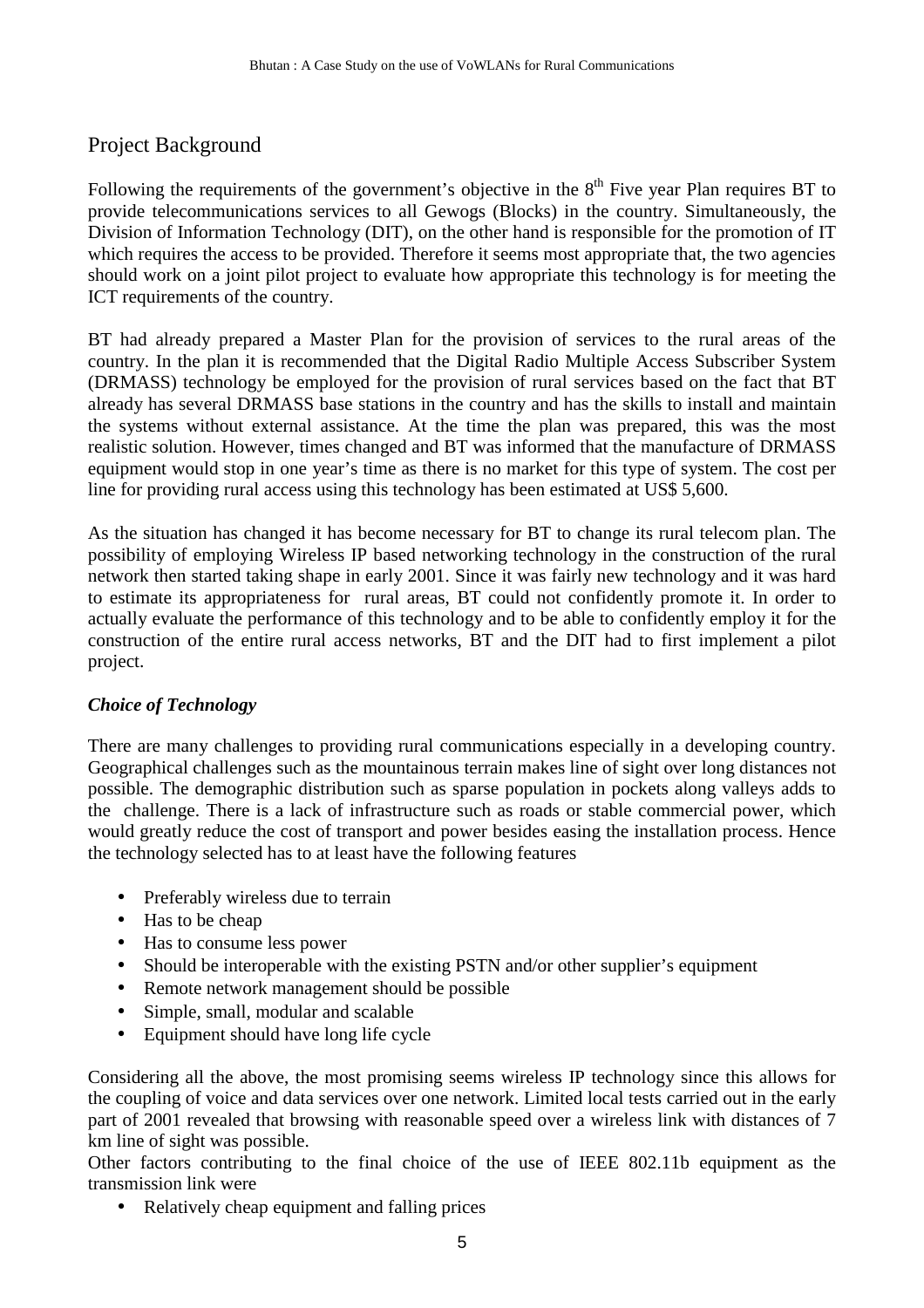## Project Background

Following the requirements of the government's objective in the 8th Five year Plan requires BT to provide telecommunications services to all Gewogs (Blocks) in the country. Simultaneously, the Division of Information Technology (DIT), on the other hand is responsible for the promotion of IT which requires the access to be provided. Therefore it seems most appropriate that, the two agencies should work on a joint pilot project to evaluate how appropriate this technology is for meeting the ICT requirements of the country.

BT had already prepared a Master Plan for the provision of services to the rural areas of the country. In the plan it is recommended that the Digital Radio Multiple Access Subscriber System (DRMASS) technology be employed for the provision of rural services based on the fact that BT already has several DRMASS base stations in the country and has the skills to install and maintain the systems without external assistance. At the time the plan was prepared, this was the most realistic solution. However, times changed and BT was informed that the manufacture of DRMASS equipment would stop in one year's time as there is no market for this type of system. The cost per line for providing rural access using this technology has been estimated at US$ 5,600.

As the situation has changed it has become necessary for BT to change its rural telecom plan. The possibility of employing Wireless IP based networking technology in the construction of the rural network then started taking shape in early 2001. Since it was fairly new technology and it was hard to estimate its appropriateness for rural areas, BT could not confidently promote it. In order to actually evaluate the performance of this technology and to be able to confidently employ it for the construction of the entire rural access networks, BT and the DIT had to first implement a pilot project.

***Choice of Technology***

There are many challenges to providing rural communications especially in a developing country. Geographical challenges such as the mountainous terrain makes line of sight over long distances not possible. The demographic distribution such as sparse population in pockets along valleys adds to the challenge. There is a lack of infrastructure such as roads or stable commercial power, which would greatly reduce the cost of transport and power besides easing the installation process. Hence the technology selected has to at least have the following features

- Preferably wireless due to terrain
- Has to be cheap
- Has to consume less power
- Should be interoperable with the existing PSTN and/or other supplier's equipment
- Remote network management should be possible
- Simple, small, modular and scalable
- Equipment should have long life cycle

Considering all the above, the most promising seems wireless IP technology since this allows for the coupling of voice and data services over one network. Limited local tests carried out in the early part of 2001 revealed that browsing with reasonable speed over a wireless link with distances of 7 km line of sight was possible.

Other factors contributing to the final choice of the use of IEEE 802.11b equipment as the transmission link were

- Relatively cheap equipment and falling prices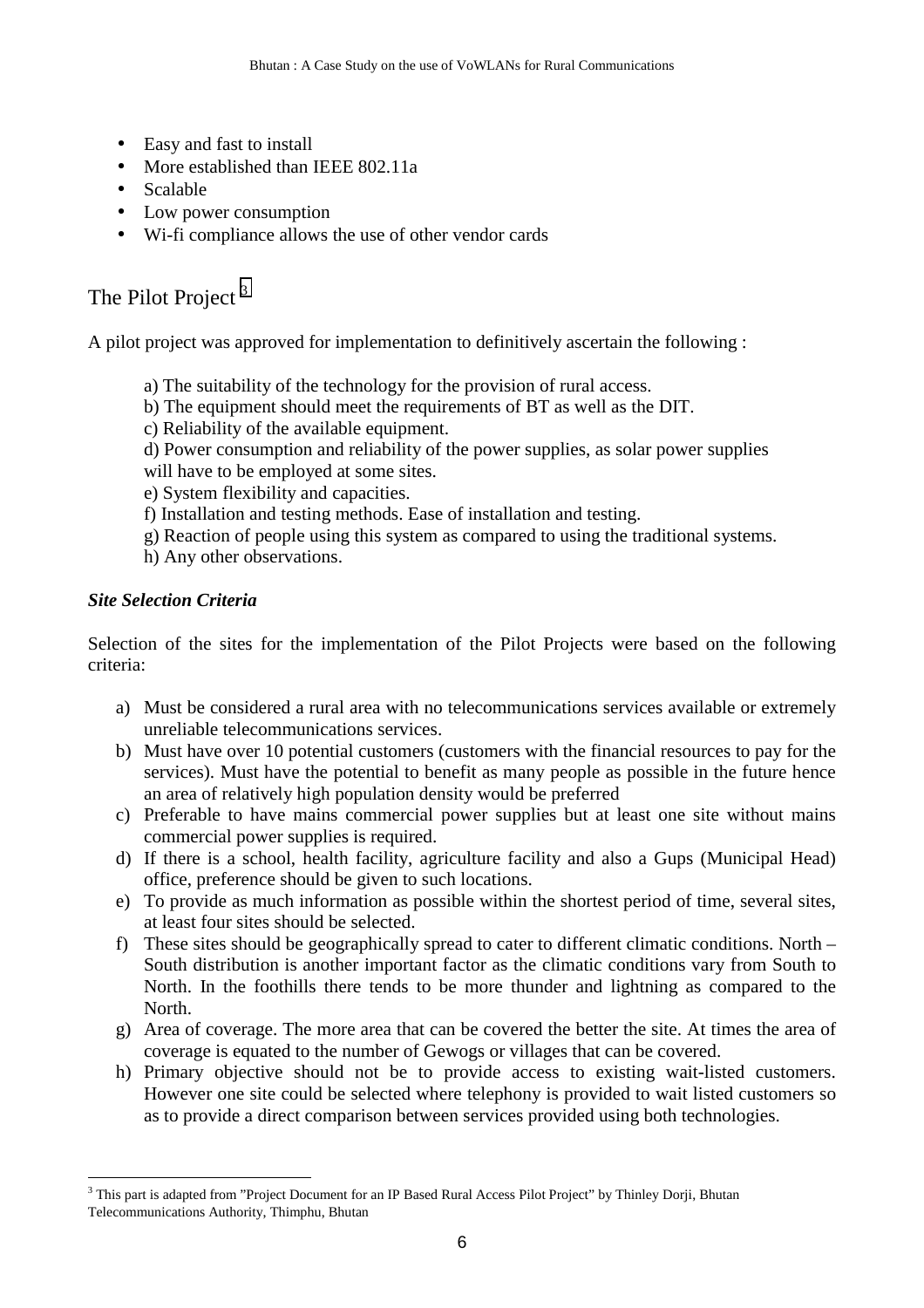- Easy and fast to install
- More established than IEEE 802.11a
- Scalable
- Low power consumption
- Wi-fi compliance allows the use of other vendor cards

## The Pilot Project [3]

A pilot project was approved for implementation to definitively ascertain the following :

a) The suitability of the technology for the provision of rural access.
b) The equipment should meet the requirements of BT as well as the DIT.
c) Reliability of the available equipment.
d) Power consumption and reliability of the power supplies, as solar power supplies will have to be employed at some sites.
e) System flexibility and capacities.
f) Installation and testing methods. Ease of installation and testing.
g) Reaction of people using this system as compared to using the traditional systems.
h) Any other observations.

### *Site Selection Criteria*

Selection of the sites for the implementation of the Pilot Projects were based on the following criteria:

a) Must be considered a rural area with no telecommunications services available or extremely unreliable telecommunications services.
b) Must have over 10 potential customers (customers with the financial resources to pay for the services). Must have the potential to benefit as many people as possible in the future hence an area of relatively high population density would be preferred
c) Preferable to have mains commercial power supplies but at least one site without mains commercial power supplies is required.
d) If there is a school, health facility, agriculture facility and also a Gups (Municipal Head) office, preference should be given to such locations.
e) To provide as much information as possible within the shortest period of time, several sites, at least four sites should be selected.
f) These sites should be geographically spread to cater to different climatic conditions. North – South distribution is another important factor as the climatic conditions vary from South to North. In the foothills there tends to be more thunder and lightning as compared to the North.
g) Area of coverage. The more area that can be covered the better the site. At times the area of coverage is equated to the number of Gewogs or villages that can be covered.
h) Primary objective should not be to provide access to existing wait-listed customers. However one site could be selected where telephony is provided to wait listed customers so as to provide a direct comparison between services provided using both technologies.

---

[3] This part is adapted from "Project Document for an IP Based Rural Access Pilot Project" by Thinley Dorji, Bhutan Telecommunications Authority, Thimphu, Bhutan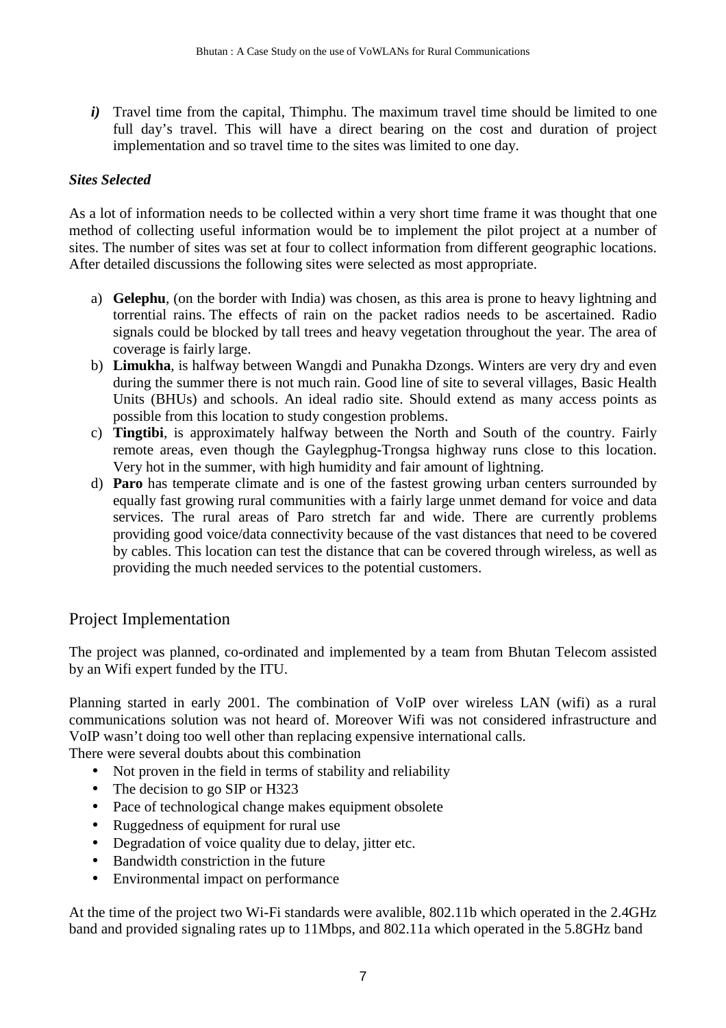*i)* Travel time from the capital, Thimphu. The maximum travel time should be limited to one full day's travel. This will have a direct bearing on the cost and duration of project implementation and so travel time to the sites was limited to one day.

***Sites Selected***

As a lot of information needs to be collected within a very short time frame it was thought that one method of collecting useful information would be to implement the pilot project at a number of sites. The number of sites was set at four to collect information from different geographic locations. After detailed discussions the following sites were selected as most appropriate.

a) **Gelephu**, (on the border with India) was chosen, as this area is prone to heavy lightning and torrential rains. The effects of rain on the packet radios needs to be ascertained. Radio signals could be blocked by tall trees and heavy vegetation throughout the year. The area of coverage is fairly large.
b) **Limukha**, is halfway between Wangdi and Punakha Dzongs. Winters are very dry and even during the summer there is not much rain. Good line of site to several villages, Basic Health Units (BHUs) and schools. An ideal radio site. Should extend as many access points as possible from this location to study congestion problems.
c) **Tingtibi**, is approximately halfway between the North and South of the country. Fairly remote areas, even though the Gaylegphug-Trongsa highway runs close to this location. Very hot in the summer, with high humidity and fair amount of lightning.
d) **Paro** has temperate climate and is one of the fastest growing urban centers surrounded by equally fast growing rural communities with a fairly large unmet demand for voice and data services. The rural areas of Paro stretch far and wide. There are currently problems providing good voice/data connectivity because of the vast distances that need to be covered by cables. This location can test the distance that can be covered through wireless, as well as providing the much needed services to the potential customers.

## Project Implementation

The project was planned, co-ordinated and implemented by a team from Bhutan Telecom assisted by an Wifi expert funded by the ITU.

Planning started in early 2001. The combination of VoIP over wireless LAN (wifi) as a rural communications solution was not heard of. Moreover Wifi was not considered infrastructure and VoIP wasn't doing too well other than replacing expensive international calls.
There were several doubts about this combination

- Not proven in the field in terms of stability and reliability
- The decision to go SIP or H323
- Pace of technological change makes equipment obsolete
- Ruggedness of equipment for rural use
- Degradation of voice quality due to delay, jitter etc.
- Bandwidth constriction in the future
- Environmental impact on performance

At the time of the project two Wi-Fi standards were avalible, 802.11b which operated in the 2.4GHz band and provided signaling rates up to 11Mbps, and 802.11a which operated in the 5.8GHz band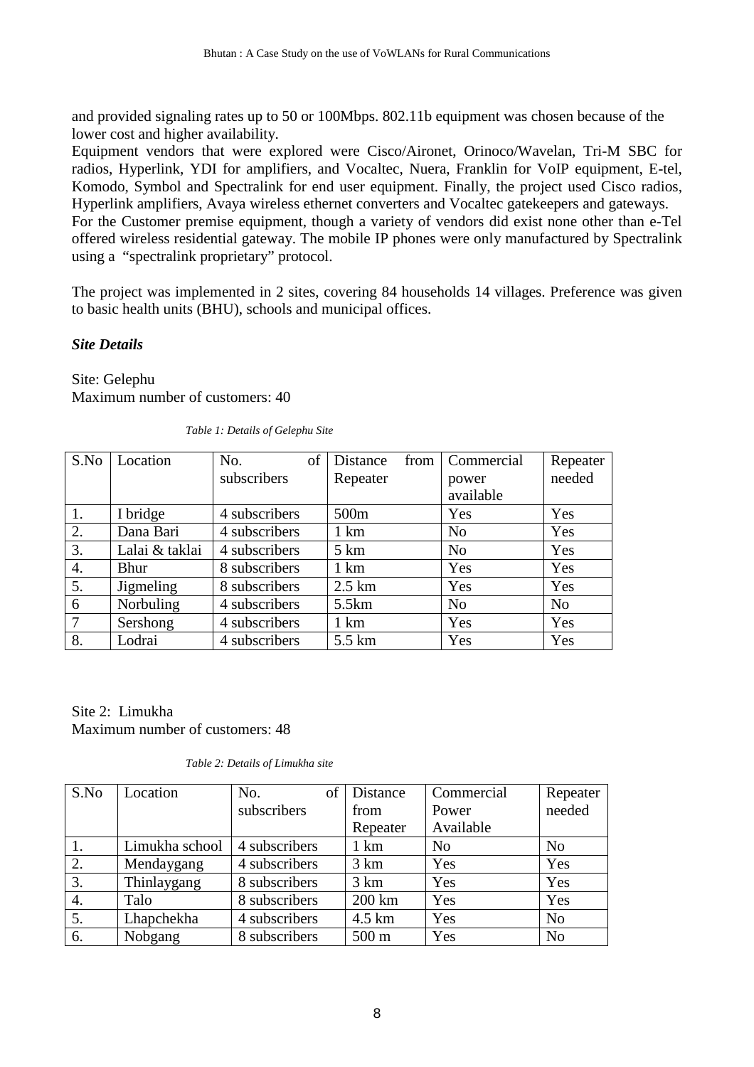and provided signaling rates up to 50 or 100Mbps. 802.11b equipment was chosen because of the lower cost and higher availability.

Equipment vendors that were explored were Cisco/Aironet, Orinoco/Wavelan, Tri-M SBC for radios, Hyperlink, YDI for amplifiers, and Vocaltec, Nuera, Franklin for VoIP equipment, E-tel, Komodo, Symbol and Spectralink for end user equipment. Finally, the project used Cisco radios, Hyperlink amplifiers, Avaya wireless ethernet converters and Vocaltec gatekeepers and gateways.

For the Customer premise equipment, though a variety of vendors did exist none other than e-Tel offered wireless residential gateway. The mobile IP phones were only manufactured by Spectralink using a "spectralink proprietary" protocol.

The project was implemented in 2 sites, covering 84 households 14 villages. Preference was given to basic health units (BHU), schools and municipal offices.

### *Site Details*

Site: Gelephu
Maximum number of customers: 40

*Table 1: Details of Gelephu Site*

| S.No | Location | No. of subscribers | Distance from Repeater | Commercial power available | Repeater needed |
|---|---|---|---|---|---|
| 1. | I bridge | 4 subscribers | 500m | Yes | Yes |
| 2. | Dana Bari | 4 subscribers | 1 km | No | Yes |
| 3. | Lalai & taklai | 4 subscribers | 5 km | No | Yes |
| 4. | Bhur | 8 subscribers | 1 km | Yes | Yes |
| 5. | Jigmeling | 8 subscribers | 2.5 km | Yes | Yes |
| 6 | Norbuling | 4 subscribers | 5.5km | No | No |
| 7 | Sershong | 4 subscribers | 1 km | Yes | Yes |
| 8. | Lodrai | 4 subscribers | 5.5 km | Yes | Yes |

Site 2: Limukha
Maximum number of customers: 48

*Table 2: Details of Limukha site*

| S.No | Location | No. of subscribers | Distance from Repeater | Commercial Power Available | Repeater needed |
|---|---|---|---|---|---|
| 1. | Limukha school | 4 subscribers | 1 km | No | No |
| 2. | Mendaygang | 4 subscribers | 3 km | Yes | Yes |
| 3. | Thinlaygang | 8 subscribers | 3 km | Yes | Yes |
| 4. | Talo | 8 subscribers | 200 km | Yes | Yes |
| 5. | Lhapchekha | 4 subscribers | 4.5 km | Yes | No |
| 6. | Nobgang | 8 subscribers | 500 m | Yes | No |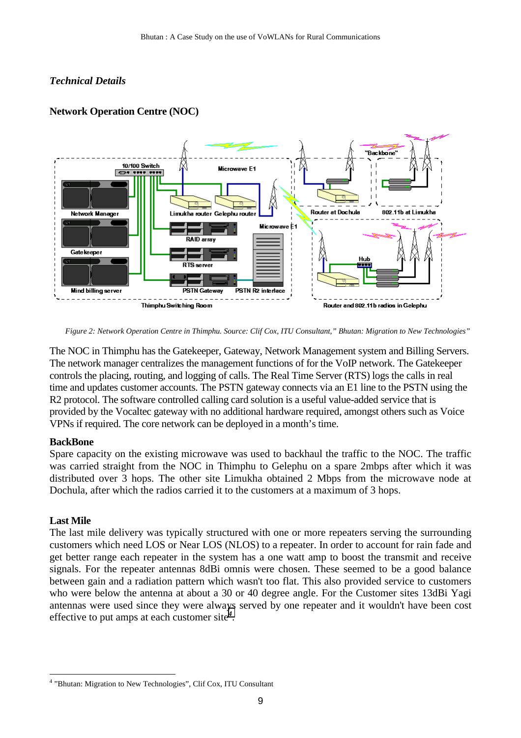*Technical Details*

**Network Operation Centre (NOC)**

*Figure 2: Network Operation Centre in Thimphu. Source: Clif Cox, ITU Consultant," Bhutan: Migration to New Technologies"*

The NOC in Thimphu has the Gatekeeper, Gateway, Network Management system and Billing Servers. The network manager centralizes the management functions of for the VoIP network. The Gatekeeper controls the placing, routing, and logging of calls. The Real Time Server (RTS) logs the calls in real time and updates customer accounts. The PSTN gateway connects via an E1 line to the PSTN using the R2 protocol. The software controlled calling card solution is a useful value-added service that is provided by the Vocaltec gateway with no additional hardware required, amongst others such as Voice VPNs if required. The core network can be deployed in a month's time.

**BackBone**

Spare capacity on the existing microwave was used to backhaul the traffic to the NOC. The traffic was carried straight from the NOC in Thimphu to Gelephu on a spare 2mbps after which it was distributed over 3 hops. The other site Limukha obtained 2 Mbps from the microwave node at Dochula, after which the radios carried it to the customers at a maximum of 3 hops.

**Last Mile**

The last mile delivery was typically structured with one or more repeaters serving the surrounding customers which need LOS or Near LOS (NLOS) to a repeater. In order to account for rain fade and get better range each repeater in the system has a one watt amp to boost the transmit and receive signals. For the repeater antennas 8dBi omnis were chosen. These seemed to be a good balance between gain and a radiation pattern which wasn't too flat. This also provided service to customers who were below the antenna at about a 30 or 40 degree angle. For the Customer sites 13dBi Yagi antennas were used since they were always served by one repeater and it wouldn't have been cost effective to put amps at each customer site[4].

[4] "Bhutan: Migration to New Technologies", Clif Cox, ITU Consultant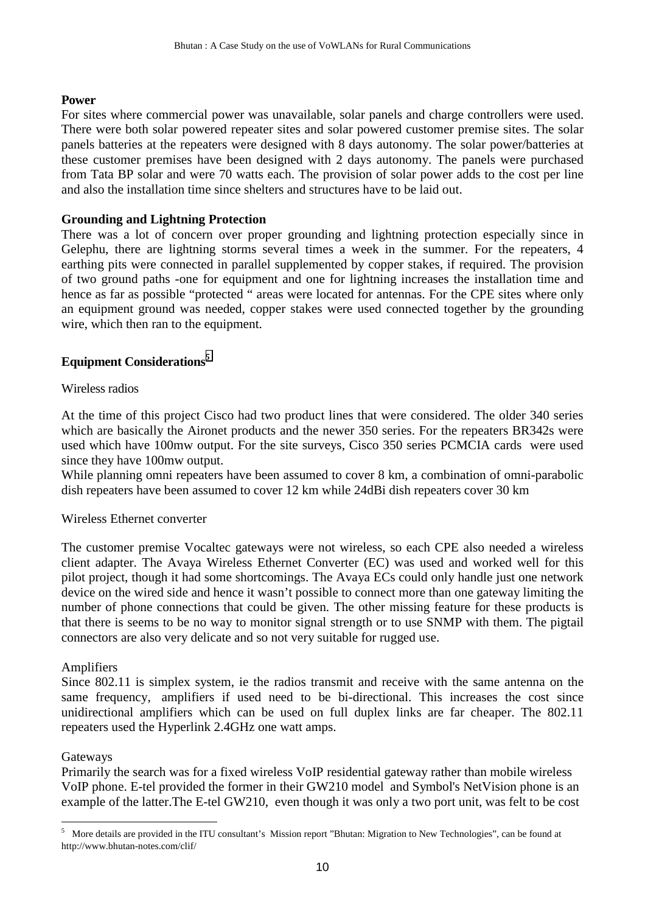**Power**

For sites where commercial power was unavailable, solar panels and charge controllers were used. There were both solar powered repeater sites and solar powered customer premise sites. The solar panels batteries at the repeaters were designed with 8 days autonomy. The solar power/batteries at these customer premises have been designed with 2 days autonomy. The panels were purchased from Tata BP solar and were 70 watts each. The provision of solar power adds to the cost per line and also the installation time since shelters and structures have to be laid out.

**Grounding and Lightning Protection**

There was a lot of concern over proper grounding and lightning protection especially since in Gelephu, there are lightning storms several times a week in the summer. For the repeaters, 4 earthing pits were connected in parallel supplemented by copper stakes, if required. The provision of two ground paths -one for equipment and one for lightning increases the installation time and hence as far as possible "protected " areas were located for antennas. For the CPE sites where only an equipment ground was needed, copper stakes were used connected together by the grounding wire, which then ran to the equipment.

## Equipment Considerations[5]

Wireless radios

At the time of this project Cisco had two product lines that were considered. The older 340 series which are basically the Aironet products and the newer 350 series. For the repeaters BR342s were used which have 100mw output. For the site surveys, Cisco 350 series PCMCIA cards were used since they have 100mw output.

While planning omni repeaters have been assumed to cover 8 km, a combination of omni-parabolic dish repeaters have been assumed to cover 12 km while 24dBi dish repeaters cover 30 km

Wireless Ethernet converter

The customer premise Vocaltec gateways were not wireless, so each CPE also needed a wireless client adapter. The Avaya Wireless Ethernet Converter (EC) was used and worked well for this pilot project, though it had some shortcomings. The Avaya ECs could only handle just one network device on the wired side and hence it wasn't possible to connect more than one gateway limiting the number of phone connections that could be given. The other missing feature for these products is that there is seems to be no way to monitor signal strength or to use SNMP with them. The pigtail connectors are also very delicate and so not very suitable for rugged use.

Amplifiers

Since 802.11 is simplex system, ie the radios transmit and receive with the same antenna on the same frequency, amplifiers if used need to be bi-directional. This increases the cost since unidirectional amplifiers which can be used on full duplex links are far cheaper. The 802.11 repeaters used the Hyperlink 2.4GHz one watt amps.

Gateways

Primarily the search was for a fixed wireless VoIP residential gateway rather than mobile wireless VoIP phone. E-tel provided the former in their GW210 model and Symbol's NetVision phone is an example of the latter.The E-tel GW210, even though it was only a two port unit, was felt to be cost

---

[5] More details are provided in the ITU consultant's Mission report "Bhutan: Migration to New Technologies", can be found at http://www.bhutan-notes.com/clif/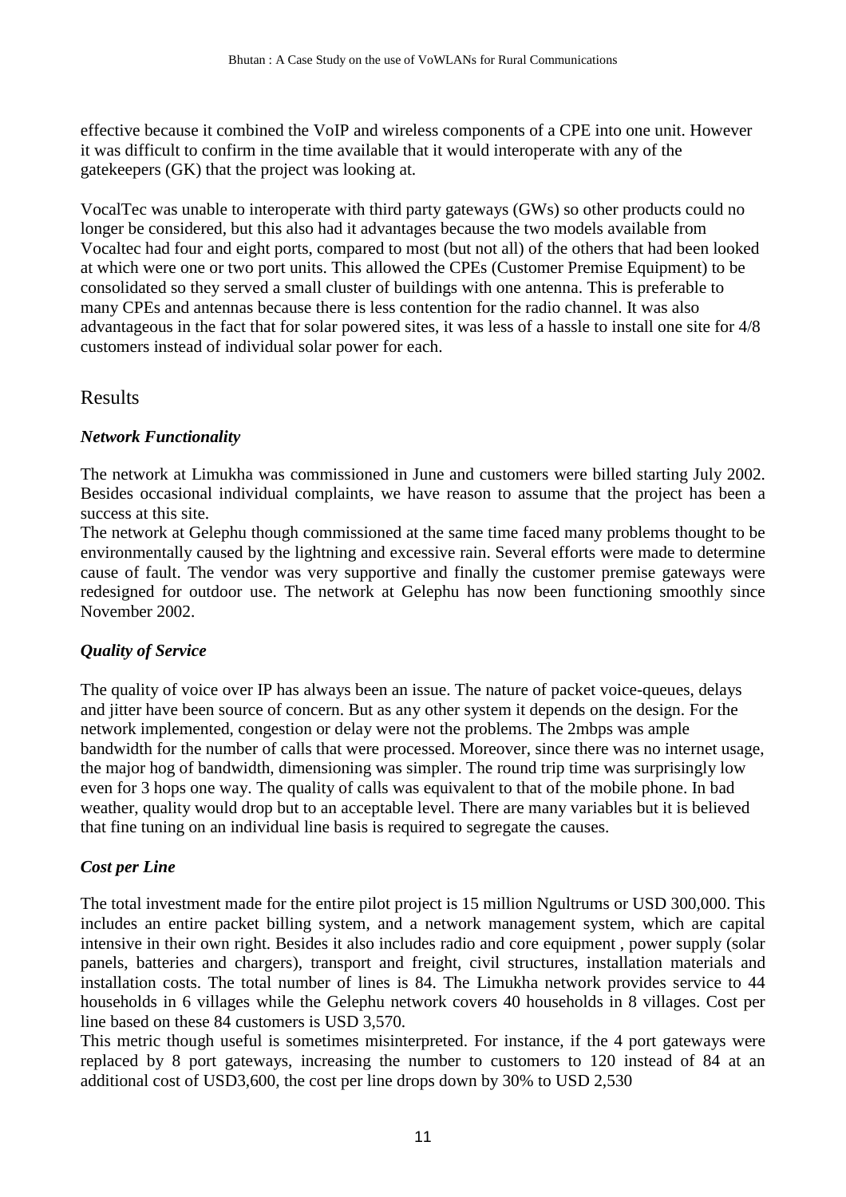effective because it combined the VoIP and wireless components of a CPE into one unit. However it was difficult to confirm in the time available that it would interoperate with any of the gatekeepers (GK) that the project was looking at.

VocalTec was unable to interoperate with third party gateways (GWs) so other products could no longer be considered, but this also had it advantages because the two models available from Vocaltec had four and eight ports, compared to most (but not all) of the others that had been looked at which were one or two port units. This allowed the CPEs (Customer Premise Equipment) to be consolidated so they served a small cluster of buildings with one antenna. This is preferable to many CPEs and antennas because there is less contention for the radio channel. It was also advantageous in the fact that for solar powered sites, it was less of a hassle to install one site for 4/8 customers instead of individual solar power for each.

## Results

### *Network Functionality*

The network at Limukha was commissioned in June and customers were billed starting July 2002. Besides occasional individual complaints, we have reason to assume that the project has been a success at this site.

The network at Gelephu though commissioned at the same time faced many problems thought to be environmentally caused by the lightning and excessive rain. Several efforts were made to determine cause of fault. The vendor was very supportive and finally the customer premise gateways were redesigned for outdoor use. The network at Gelephu has now been functioning smoothly since November 2002.

### *Quality of Service*

The quality of voice over IP has always been an issue. The nature of packet voice-queues, delays and jitter have been source of concern. But as any other system it depends on the design. For the network implemented, congestion or delay were not the problems. The 2mbps was ample bandwidth for the number of calls that were processed. Moreover, since there was no internet usage, the major hog of bandwidth, dimensioning was simpler. The round trip time was surprisingly low even for 3 hops one way. The quality of calls was equivalent to that of the mobile phone. In bad weather, quality would drop but to an acceptable level. There are many variables but it is believed that fine tuning on an individual line basis is required to segregate the causes.

### *Cost per Line*

The total investment made for the entire pilot project is 15 million Ngultrums or USD 300,000. This includes an entire packet billing system, and a network management system, which are capital intensive in their own right. Besides it also includes radio and core equipment , power supply (solar panels, batteries and chargers), transport and freight, civil structures, installation materials and installation costs. The total number of lines is 84. The Limukha network provides service to 44 households in 6 villages while the Gelephu network covers 40 households in 8 villages. Cost per line based on these 84 customers is USD 3,570.

This metric though useful is sometimes misinterpreted. For instance, if the 4 port gateways were replaced by 8 port gateways, increasing the number to customers to 120 instead of 84 at an additional cost of USD3,600, the cost per line drops down by 30% to USD 2,530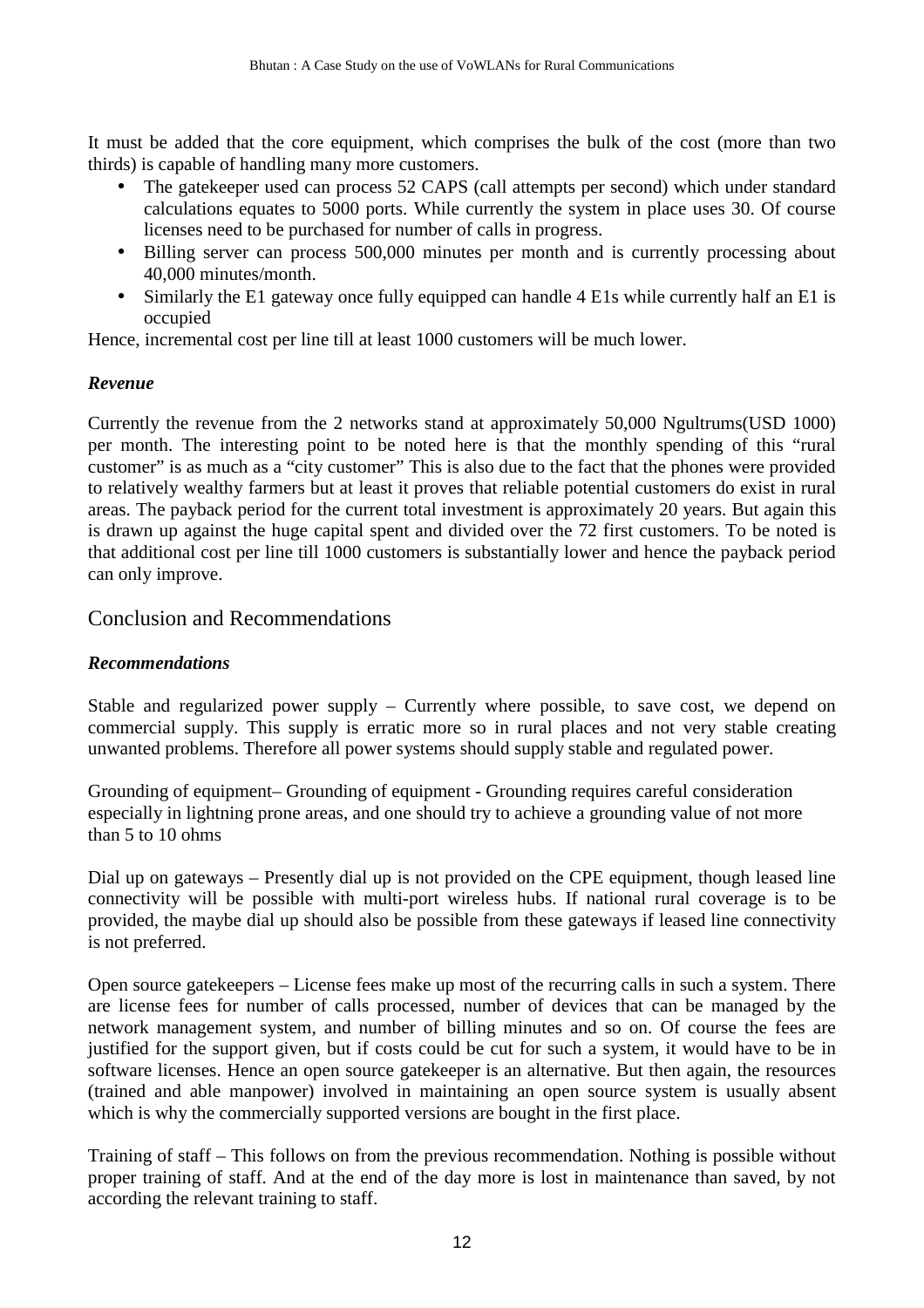It must be added that the core equipment, which comprises the bulk of the cost (more than two thirds) is capable of handling many more customers.

- The gatekeeper used can process 52 CAPS (call attempts per second) which under standard calculations equates to 5000 ports. While currently the system in place uses 30. Of course licenses need to be purchased for number of calls in progress.
- Billing server can process 500,000 minutes per month and is currently processing about 40,000 minutes/month.
- Similarly the E1 gateway once fully equipped can handle 4 E1s while currently half an E1 is occupied

Hence, incremental cost per line till at least 1000 customers will be much lower.

### *Revenue*

Currently the revenue from the 2 networks stand at approximately 50,000 Ngultrums(USD 1000) per month. The interesting point to be noted here is that the monthly spending of this "rural customer" is as much as a "city customer" This is also due to the fact that the phones were provided to relatively wealthy farmers but at least it proves that reliable potential customers do exist in rural areas. The payback period for the current total investment is approximately 20 years. But again this is drawn up against the huge capital spent and divided over the 72 first customers. To be noted is that additional cost per line till 1000 customers is substantially lower and hence the payback period can only improve.

## Conclusion and Recommendations

### *Recommendations*

Stable and regularized power supply – Currently where possible, to save cost, we depend on commercial supply. This supply is erratic more so in rural places and not very stable creating unwanted problems. Therefore all power systems should supply stable and regulated power.

Grounding of equipment– Grounding of equipment - Grounding requires careful consideration especially in lightning prone areas, and one should try to achieve a grounding value of not more than 5 to 10 ohms

Dial up on gateways – Presently dial up is not provided on the CPE equipment, though leased line connectivity will be possible with multi-port wireless hubs. If national rural coverage is to be provided, the maybe dial up should also be possible from these gateways if leased line connectivity is not preferred.

Open source gatekeepers – License fees make up most of the recurring calls in such a system. There are license fees for number of calls processed, number of devices that can be managed by the network management system, and number of billing minutes and so on. Of course the fees are justified for the support given, but if costs could be cut for such a system, it would have to be in software licenses. Hence an open source gatekeeper is an alternative. But then again, the resources (trained and able manpower) involved in maintaining an open source system is usually absent which is why the commercially supported versions are bought in the first place.

Training of staff – This follows on from the previous recommendation. Nothing is possible without proper training of staff. And at the end of the day more is lost in maintenance than saved, by not according the relevant training to staff.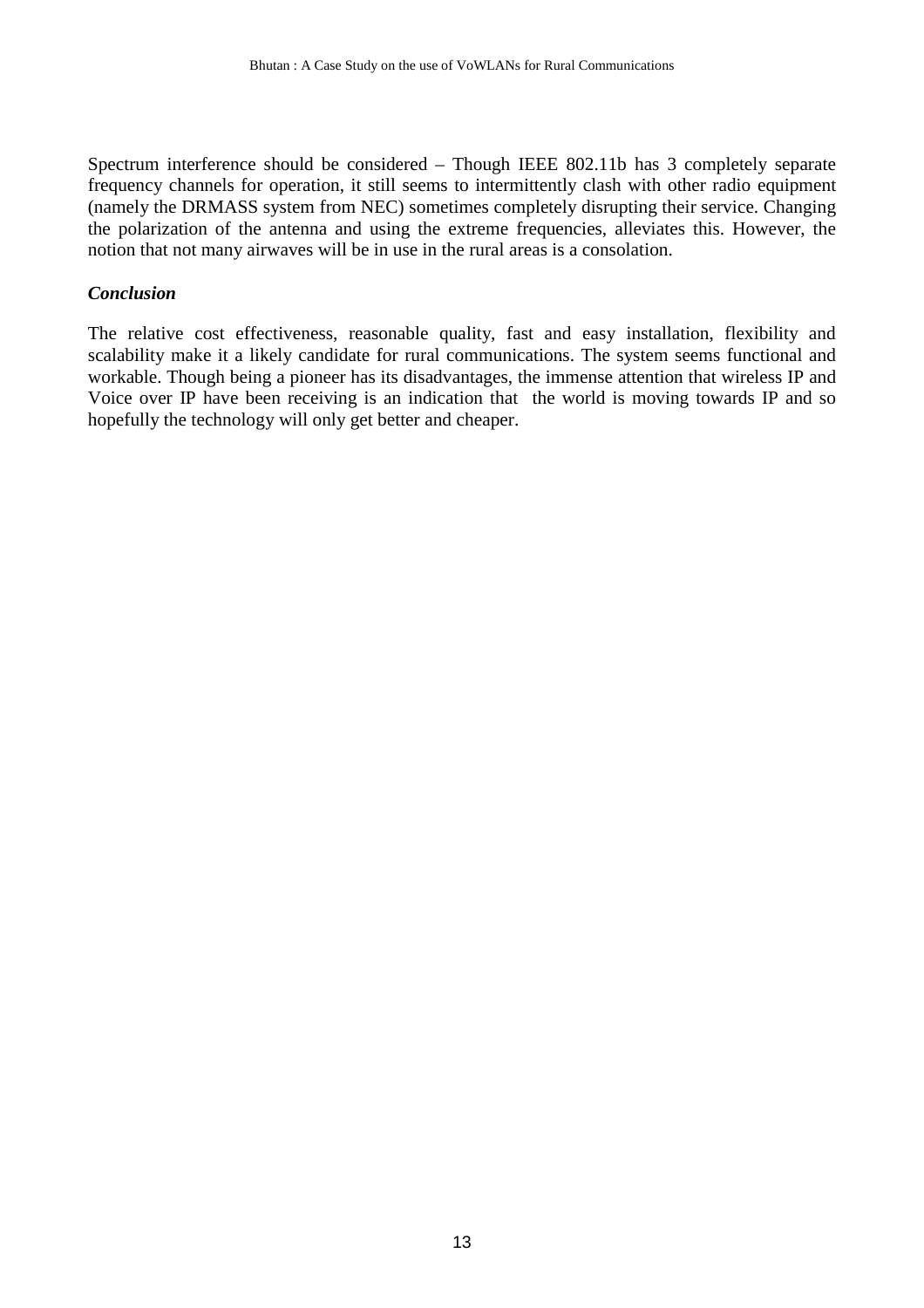Spectrum interference should be considered – Though IEEE 802.11b has 3 completely separate frequency channels for operation, it still seems to intermittently clash with other radio equipment (namely the DRMASS system from NEC) sometimes completely disrupting their service. Changing the polarization of the antenna and using the extreme frequencies, alleviates this. However, the notion that not many airwaves will be in use in the rural areas is a consolation.

### *Conclusion*

The relative cost effectiveness, reasonable quality, fast and easy installation, flexibility and scalability make it a likely candidate for rural communications. The system seems functional and workable. Though being a pioneer has its disadvantages, the immense attention that wireless IP and Voice over IP have been receiving is an indication that the world is moving towards IP and so hopefully the technology will only get better and cheaper.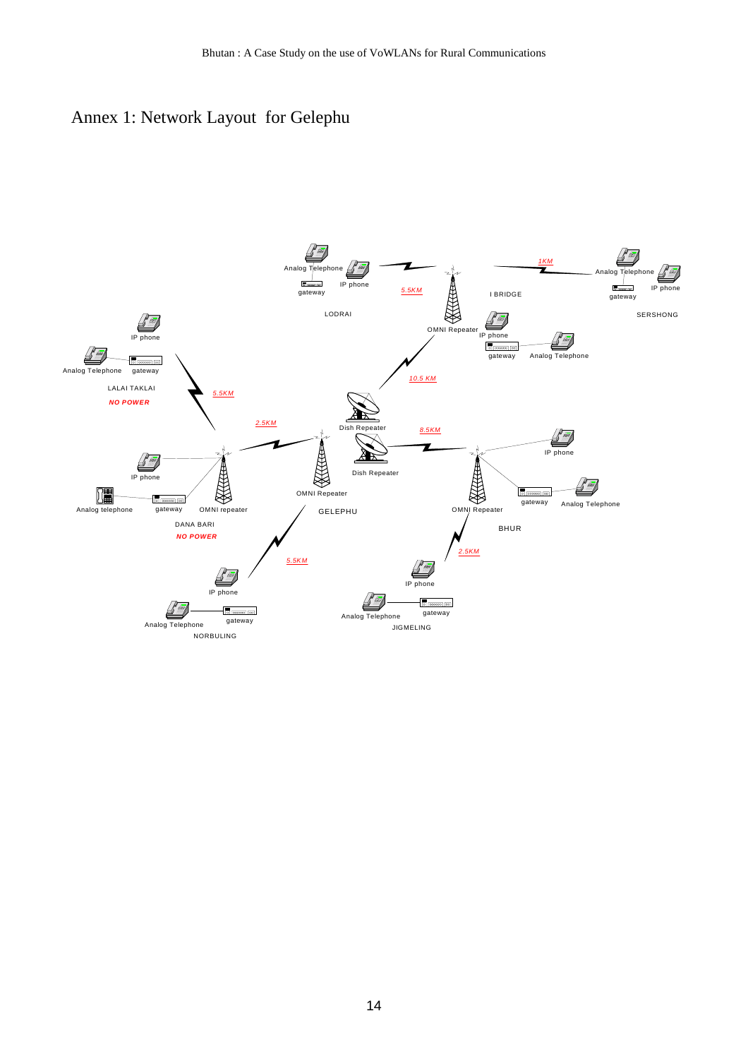# Annex 1: Network Layout for Gelephu

LODRAI

Analog Telephone

IP phone

gateway

5.5KM

OMNI Repeater

I BRIDGE

1KM

SERSHONG

Analog Telephone

IP phone

gateway

IP phone

gateway

Analog Telephone

10.5 KM

LALAI TAKLAI

**NO POWER**

IP phone

Analog Telephone

gateway

5.5KM

2.5KM

Dish Repeater

Dish Repeater

8.5KM

GELEPHU

OMNI Repeater

DANA BARI

**NO POWER**

IP phone

Analog telephone

gateway

OMNI repeater

BHUR

OMNI Repeater

IP phone

gateway

Analog Telephone

5.5KM

NORBULING

IP phone

Analog Telephone

gateway

2.5KM

JIGMELING

IP phone

Analog Telephone

gateway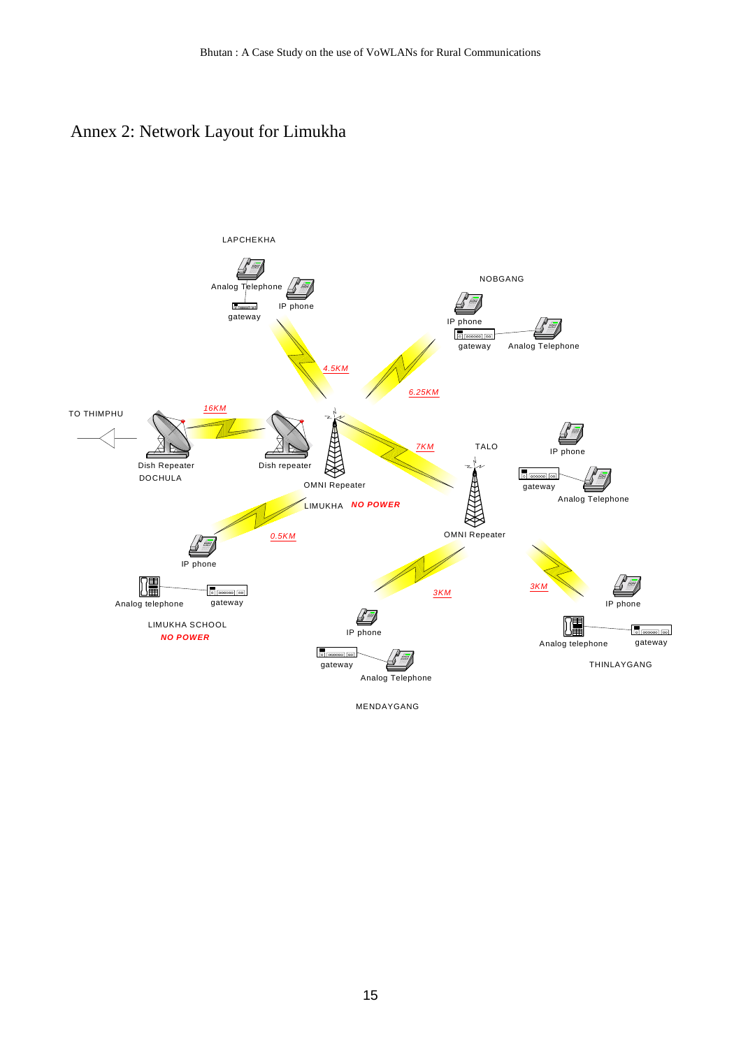# Annex 2: Network Layout for Limukha

LAPCHEKHA

Analog Telephone

IP phone

gateway

NOBGANG

IP phone

gateway

Analog Telephone

4.5KM

6.25KM

16KM

TO THIMPHU

Dish Repeater

DOCHULA

Dish repeater

OMNI Repeater

LIMUKHA **NO POWER**

7KM

TALO

IP phone

gateway

Analog Telephone

OMNI Repeater

0.5KM

IP phone

Analog telephone

gateway

LIMUKHA SCHOOL

**NO POWER**

3KM

3KM

IP phone

gateway

Analog Telephone

MENDAYGANG

IP phone

Analog telephone

gateway

THINLAYGANG